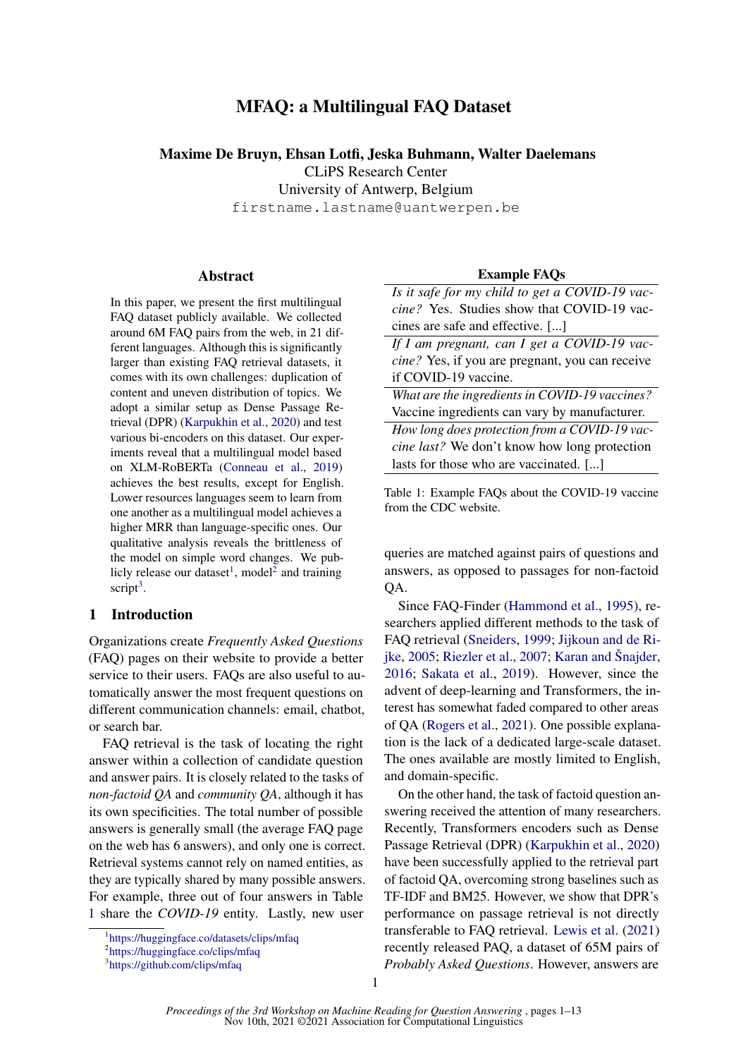# MFAQ: a Multilingual FAQ Dataset

**Maxime De Bruyn, Ehsan Lotfi, Jeska Buhmann, Walter Daelemans**
CLiPS Research Center
University of Antwerp, Belgium
firstname.lastname@uantwerpen.be

## Abstract

In this paper, we present the first multilingual FAQ dataset publicly available. We collected around 6M FAQ pairs from the web, in 21 different languages. Although this is significantly larger than existing FAQ retrieval datasets, it comes with its own challenges: duplication of content and uneven distribution of topics. We adopt a similar setup as Dense Passage Retrieval (DPR) (Karpukhin et al., 2020) and test various bi-encoders on this dataset. Our experiments reveal that a multilingual model based on XLM-RoBERTa (Conneau et al., 2019) achieves the best results, except for English. Lower resources languages seem to learn from one another as a multilingual model achieves a higher MRR than language-specific ones. Our qualitative analysis reveals the brittleness of the model on simple word changes. We publicly release our dataset[1], model[2] and training script[3].

## 1 Introduction

Organizations create *Frequently Asked Questions* (FAQ) pages on their website to provide a better service to their users. FAQs are also useful to automatically answer the most frequent questions on different communication channels: email, chatbot, or search bar.

FAQ retrieval is the task of locating the right answer within a collection of candidate question and answer pairs. It is closely related to the tasks of *non-factoid QA* and *community QA*, although it has its own specificities. The total number of possible answers is generally small (the average FAQ page on the web has 6 answers), and only one is correct. Retrieval systems cannot rely on named entities, as they are typically shared by many possible answers. For example, three out of four answers in Table 1 share the *COVID-19* entity. Lastly, new user queries are matched against pairs of questions and answers, as opposed to passages for non-factoid QA.

| Example FAQs |
|---|
| *Is it safe for my child to get a COVID-19 vaccine?* Yes. Studies show that COVID-19 vaccines are safe and effective. [...] |
| *If I am pregnant, can I get a COVID-19 vaccine?* Yes, if you are pregnant, you can receive if COVID-19 vaccine. |
| *What are the ingredients in COVID-19 vaccines?* Vaccine ingredients can vary by manufacturer. |
| *How long does protection from a COVID-19 vaccine last?* We don't know how long protection lasts for those who are vaccinated. [...] |

Table 1: Example FAQs about the COVID-19 vaccine from the CDC website.

Since FAQ-Finder (Hammond et al., 1995), researchers applied different methods to the task of FAQ retrieval (Sneiders, 1999; Jijkoun and de Rijke, 2005; Riezler et al., 2007; Karan and Šnajder, 2016; Sakata et al., 2019). However, since the advent of deep-learning and Transformers, the interest has somewhat faded compared to other areas of QA (Rogers et al., 2021). One possible explanation is the lack of a dedicated large-scale dataset. The ones available are mostly limited to English, and domain-specific.

On the other hand, the task of factoid question answering received the attention of many researchers. Recently, Transformers encoders such as Dense Passage Retrieval (DPR) (Karpukhin et al., 2020) have been successfully applied to the retrieval part of factoid QA, overcoming strong baselines such as TF-IDF and BM25. However, we show that DPR's performance on passage retrieval is not directly transferable to FAQ retrieval. Lewis et al. (2021) recently released PAQ, a dataset of 65M pairs of *Probably Asked Questions*. However, answers are

[1] https://huggingface.co/datasets/clips/mfaq
[2] https://huggingface.co/clips/mfaq
[3] https://github.com/clips/mfaq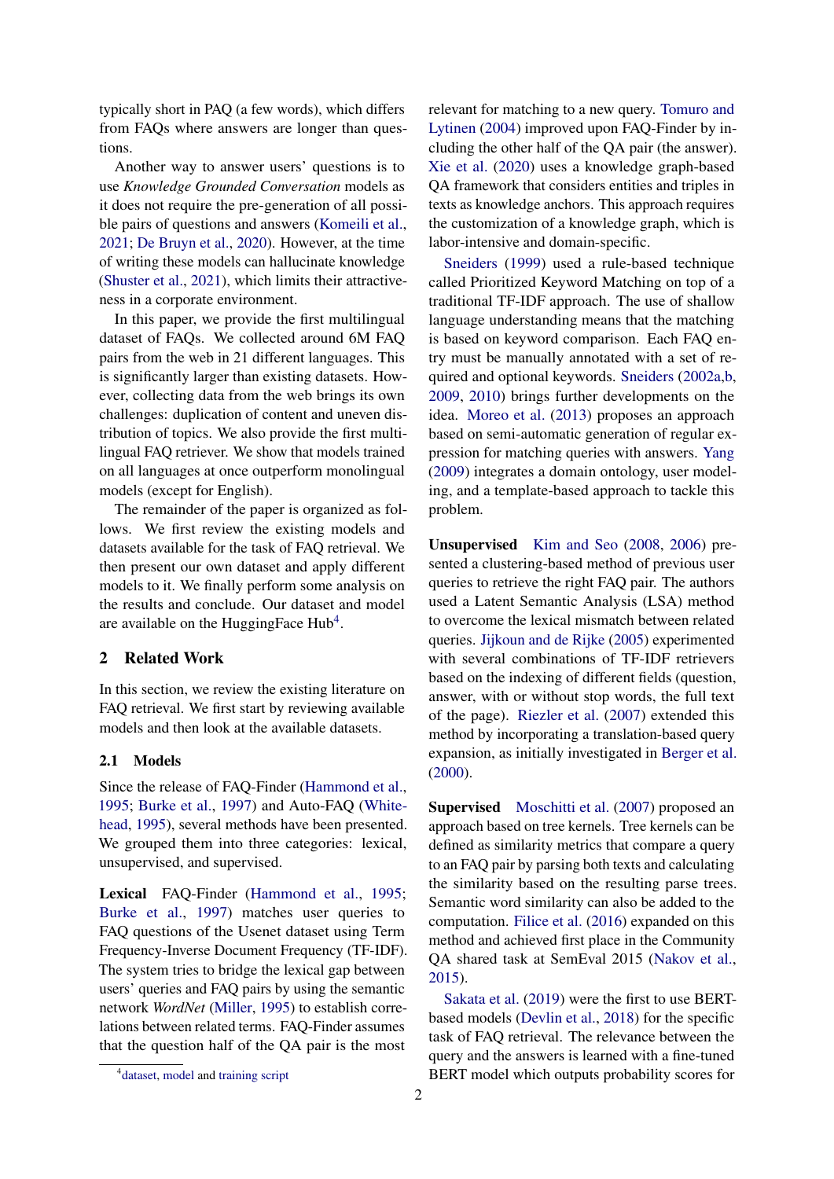typically short in PAQ (a few words), which differs from FAQs where answers are longer than questions.

Another way to answer users' questions is to use *Knowledge Grounded Conversation* models as it does not require the pre-generation of all possible pairs of questions and answers (Komeili et al., 2021; De Bruyn et al., 2020). However, at the time of writing these models can hallucinate knowledge (Shuster et al., 2021), which limits their attractiveness in a corporate environment.

In this paper, we provide the first multilingual dataset of FAQs. We collected around 6M FAQ pairs from the web in 21 different languages. This is significantly larger than existing datasets. However, collecting data from the web brings its own challenges: duplication of content and uneven distribution of topics. We also provide the first multilingual FAQ retriever. We show that models trained on all languages at once outperform monolingual models (except for English).

The remainder of the paper is organized as follows. We first review the existing models and datasets available for the task of FAQ retrieval. We then present our own dataset and apply different models to it. We finally perform some analysis on the results and conclude. Our dataset and model are available on the HuggingFace Hub[4].

## 2 Related Work

In this section, we review the existing literature on FAQ retrieval. We first start by reviewing available models and then look at the available datasets.

### 2.1 Models

Since the release of FAQ-Finder (Hammond et al., 1995; Burke et al., 1997) and Auto-FAQ (Whitehead, 1995), several methods have been presented. We grouped them into three categories: lexical, unsupervised, and supervised.

**Lexical** FAQ-Finder (Hammond et al., 1995; Burke et al., 1997) matches user queries to FAQ questions of the Usenet dataset using Term Frequency-Inverse Document Frequency (TF-IDF). The system tries to bridge the lexical gap between users' queries and FAQ pairs by using the semantic network *WordNet* (Miller, 1995) to establish correlations between related terms. FAQ-Finder assumes that the question half of the QA pair is the most relevant for matching to a new query. Tomuro and Lytinen (2004) improved upon FAQ-Finder by including the other half of the QA pair (the answer). Xie et al. (2020) uses a knowledge graph-based QA framework that considers entities and triples in texts as knowledge anchors. This approach requires the customization of a knowledge graph, which is labor-intensive and domain-specific.

Sneiders (1999) used a rule-based technique called Prioritized Keyword Matching on top of a traditional TF-IDF approach. The use of shallow language understanding means that the matching is based on keyword comparison. Each FAQ entry must be manually annotated with a set of required and optional keywords. Sneiders (2002a,b, 2009, 2010) brings further developments on the idea. Moreo et al. (2013) proposes an approach based on semi-automatic generation of regular expression for matching queries with answers. Yang (2009) integrates a domain ontology, user modeling, and a template-based approach to tackle this problem.

**Unsupervised** Kim and Seo (2008, 2006) presented a clustering-based method of previous user queries to retrieve the right FAQ pair. The authors used a Latent Semantic Analysis (LSA) method to overcome the lexical mismatch between related queries. Jijkoun and de Rijke (2005) experimented with several combinations of TF-IDF retrievers based on the indexing of different fields (question, answer, with or without stop words, the full text of the page). Riezler et al. (2007) extended this method by incorporating a translation-based query expansion, as initially investigated in Berger et al. (2000).

**Supervised** Moschitti et al. (2007) proposed an approach based on tree kernels. Tree kernels can be defined as similarity metrics that compare a query to an FAQ pair by parsing both texts and calculating the similarity based on the resulting parse trees. Semantic word similarity can also be added to the computation. Filice et al. (2016) expanded on this method and achieved first place in the Community QA shared task at SemEval 2015 (Nakov et al., 2015).

Sakata et al. (2019) were the first to use BERT-based models (Devlin et al., 2018) for the specific task of FAQ retrieval. The relevance between the query and the answers is learned with a fine-tuned BERT model which outputs probability scores for

[4] dataset, model and training script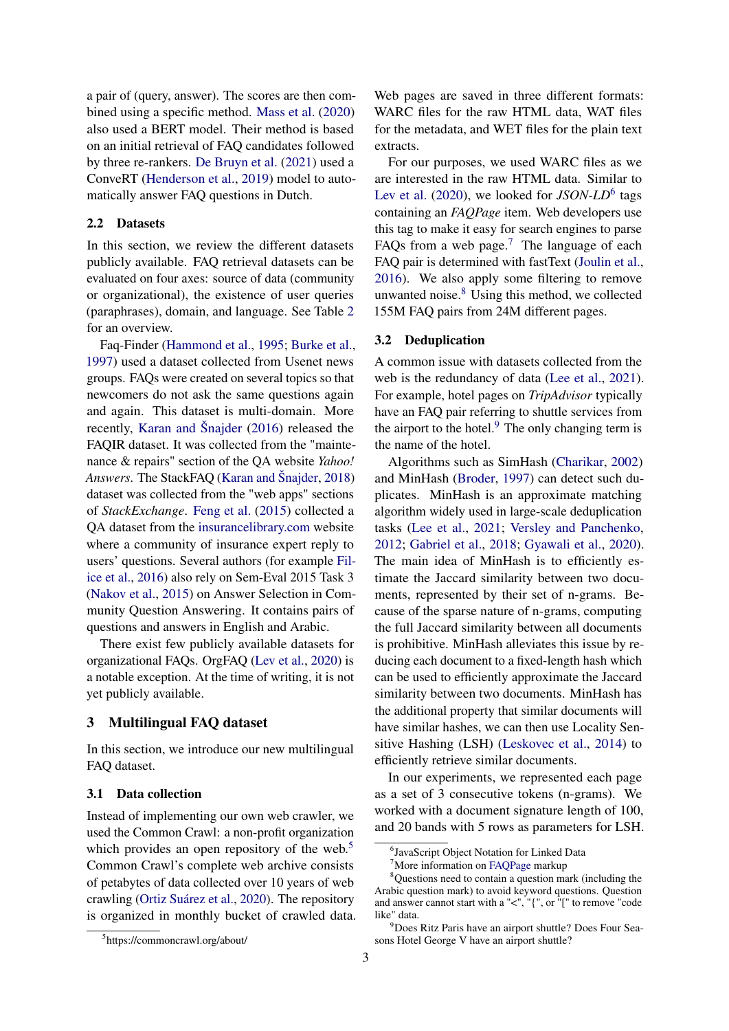a pair of (query, answer). The scores are then combined using a specific method. Mass et al. (2020) also used a BERT model. Their method is based on an initial retrieval of FAQ candidates followed by three re-rankers. De Bruyn et al. (2021) used a ConveRT (Henderson et al., 2019) model to automatically answer FAQ questions in Dutch.

### 2.2 Datasets

In this section, we review the different datasets publicly available. FAQ retrieval datasets can be evaluated on four axes: source of data (community or organizational), the existence of user queries (paraphrases), domain, and language. See Table 2 for an overview.

Faq-Finder (Hammond et al., 1995; Burke et al., 1997) used a dataset collected from Usenet news groups. FAQs were created on several topics so that newcomers do not ask the same questions again and again. This dataset is multi-domain. More recently, Karan and Šnajder (2016) released the FAQIR dataset. It was collected from the "maintenance & repairs" section of the QA website *Yahoo! Answers*. The StackFAQ (Karan and Šnajder, 2018) dataset was collected from the "web apps" sections of *StackExchange*. Feng et al. (2015) collected a QA dataset from the insurancelibrary.com website where a community of insurance expert reply to users' questions. Several authors (for example Filice et al., 2016) also rely on Sem-Eval 2015 Task 3 (Nakov et al., 2015) on Answer Selection in Community Question Answering. It contains pairs of questions and answers in English and Arabic.

There exist few publicly available datasets for organizational FAQs. OrgFAQ (Lev et al., 2020) is a notable exception. At the time of writing, it is not yet publicly available.

## 3 Multilingual FAQ dataset

In this section, we introduce our new multilingual FAQ dataset.

### 3.1 Data collection

Instead of implementing our own web crawler, we used the Common Crawl: a non-profit organization which provides an open repository of the web.[5] Common Crawl's complete web archive consists of petabytes of data collected over 10 years of web crawling (Ortiz Suárez et al., 2020). The repository is organized in monthly bucket of crawled data. Web pages are saved in three different formats: WARC files for the raw HTML data, WAT files for the metadata, and WET files for the plain text extracts.

For our purposes, we used WARC files as we are interested in the raw HTML data. Similar to Lev et al. (2020), we looked for *JSON-LD*[6] tags containing an *FAQPage* item. Web developers use this tag to make it easy for search engines to parse FAQs from a web page.[7] The language of each FAQ pair is determined with fastText (Joulin et al., 2016). We also apply some filtering to remove unwanted noise.[8] Using this method, we collected 155M FAQ pairs from 24M different pages.

### 3.2 Deduplication

A common issue with datasets collected from the web is the redundancy of data (Lee et al., 2021). For example, hotel pages on *TripAdvisor* typically have an FAQ pair referring to shuttle services from the airport to the hotel.[9] The only changing term is the name of the hotel.

Algorithms such as SimHash (Charikar, 2002) and MinHash (Broder, 1997) can detect such duplicates. MinHash is an approximate matching algorithm widely used in large-scale deduplication tasks (Lee et al., 2021; Versley and Panchenko, 2012; Gabriel et al., 2018; Gyawali et al., 2020). The main idea of MinHash is to efficiently estimate the Jaccard similarity between two documents, represented by their set of n-grams. Because of the sparse nature of n-grams, computing the full Jaccard similarity between all documents is prohibitive. MinHash alleviates this issue by reducing each document to a fixed-length hash which can be used to efficiently approximate the Jaccard similarity between two documents. MinHash has the additional property that similar documents will have similar hashes, we can then use Locality Sensitive Hashing (LSH) (Leskovec et al., 2014) to efficiently retrieve similar documents.

In our experiments, we represented each page as a set of 3 consecutive tokens (n-grams). We worked with a document signature length of 100, and 20 bands with 5 rows as parameters for LSH.

[5] https://commoncrawl.org/about/

[6] JavaScript Object Notation for Linked Data

[7] More information on FAQPage markup

[8] Questions need to contain a question mark (including the Arabic question mark) to avoid keyword questions. Question and answer cannot start with a "<", "{", or "[" to remove "code like" data.

[9] Does Ritz Paris have an airport shuttle? Does Four Seasons Hotel George V have an airport shuttle?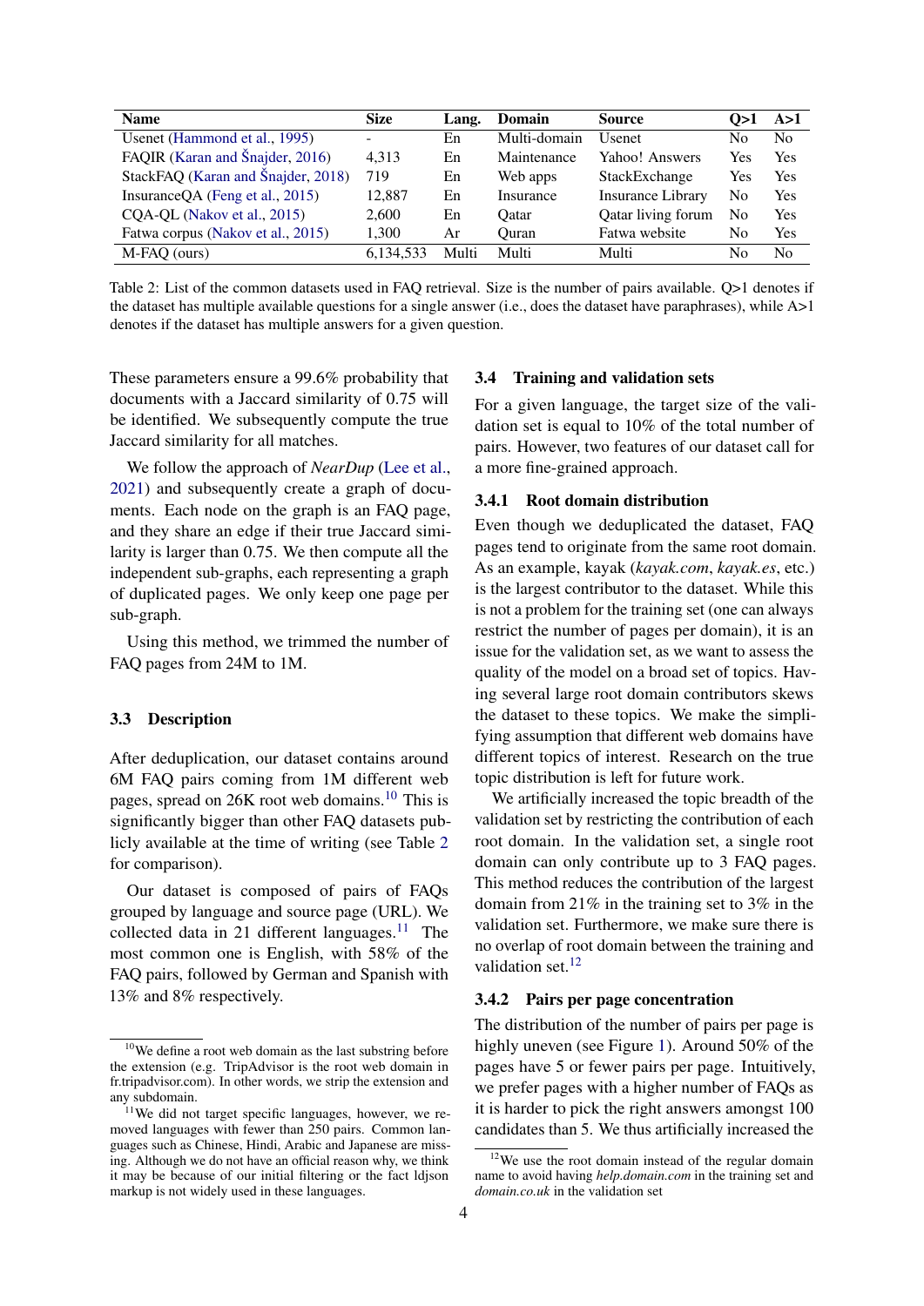| Name | Size | Lang. | Domain | Source | Q>1 | A>1 |
|---|---|---|---|---|---|---|
| Usenet (Hammond et al., 1995) | - | En | Multi-domain | Usenet | No | No |
| FAQIR (Karan and Šnajder, 2016) | 4,313 | En | Maintenance | Yahoo! Answers | Yes | Yes |
| StackFAQ (Karan and Šnajder, 2018) | 719 | En | Web apps | StackExchange | Yes | Yes |
| InsuranceQA (Feng et al., 2015) | 12,887 | En | Insurance | Insurance Library | No | Yes |
| CQA-QL (Nakov et al., 2015) | 2,600 | En | Qatar | Qatar living forum | No | Yes |
| Fatwa corpus (Nakov et al., 2015) | 1,300 | Ar | Quran | Fatwa website | No | Yes |
| M-FAQ (ours) | 6,134,533 | Multi | Multi | Multi | No | No |

Table 2: List of the common datasets used in FAQ retrieval. Size is the number of pairs available. Q>1 denotes if the dataset has multiple available questions for a single answer (i.e., does the dataset have paraphrases), while A>1 denotes if the dataset has multiple answers for a given question.

These parameters ensure a 99.6% probability that documents with a Jaccard similarity of 0.75 will be identified. We subsequently compute the true Jaccard similarity for all matches.

We follow the approach of *NearDup* (Lee et al., 2021) and subsequently create a graph of documents. Each node on the graph is an FAQ page, and they share an edge if their true Jaccard similarity is larger than 0.75. We then compute all the independent sub-graphs, each representing a graph of duplicated pages. We only keep one page per sub-graph.

Using this method, we trimmed the number of FAQ pages from 24M to 1M.

### 3.3 Description

After deduplication, our dataset contains around 6M FAQ pairs coming from 1M different web pages, spread on 26K root web domains.[10] This is significantly bigger than other FAQ datasets publicly available at the time of writing (see Table 2 for comparison).

Our dataset is composed of pairs of FAQs grouped by language and source page (URL). We collected data in 21 different languages.[11] The most common one is English, with 58% of the FAQ pairs, followed by German and Spanish with 13% and 8% respectively.

### 3.4 Training and validation sets

For a given language, the target size of the validation set is equal to 10% of the total number of pairs. However, two features of our dataset call for a more fine-grained approach.

#### 3.4.1 Root domain distribution

Even though we deduplicated the dataset, FAQ pages tend to originate from the same root domain. As an example, kayak (*kayak.com*, *kayak.es*, etc.) is the largest contributor to the dataset. While this is not a problem for the training set (one can always restrict the number of pages per domain), it is an issue for the validation set, as we want to assess the quality of the model on a broad set of topics. Having several large root domain contributors skews the dataset to these topics. We make the simplifying assumption that different web domains have different topics of interest. Research on the true topic distribution is left for future work.

We artificially increased the topic breadth of the validation set by restricting the contribution of each root domain. In the validation set, a single root domain can only contribute up to 3 FAQ pages. This method reduces the contribution of the largest domain from 21% in the training set to 3% in the validation set. Furthermore, we make sure there is no overlap of root domain between the training and validation set.[12]

#### 3.4.2 Pairs per page concentration

The distribution of the number of pairs per page is highly uneven (see Figure 1). Around 50% of the pages have 5 or fewer pairs per page. Intuitively, we prefer pages with a higher number of FAQs as it is harder to pick the right answers amongst 100 candidates than 5. We thus artificially increased the

[10] We define a root web domain as the last substring before the extension (e.g. TripAdvisor is the root web domain in fr.tripadvisor.com). In other words, we strip the extension and any subdomain.

[11] We did not target specific languages, however, we removed languages with fewer than 250 pairs. Common languages such as Chinese, Hindi, Arabic and Japanese are missing. Although we do not have an official reason why, we think it may be because of our initial filtering or the fact ldjson markup is not widely used in these languages.

[12] We use the root domain instead of the regular domain name to avoid having *help.domain.com* in the training set and *domain.co.uk* in the validation set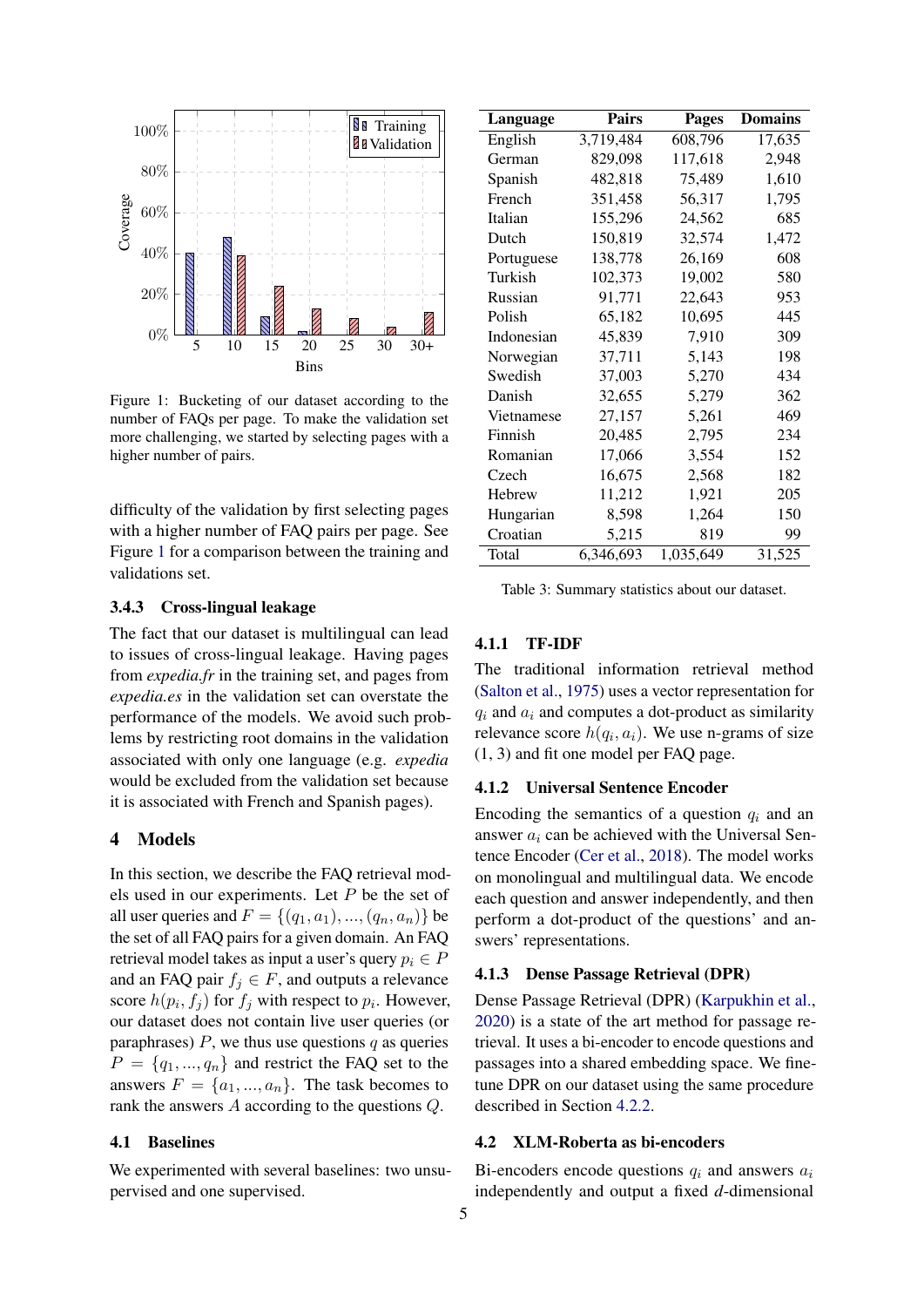Figure 1: Bucketing of our dataset according to the number of FAQs per page. To make the validation set more challenging, we started by selecting pages with a higher number of pairs.

difficulty of the validation by first selecting pages with a higher number of FAQ pairs per page. See Figure 1 for a comparison between the training and validations set.

#### 3.4.3 Cross-lingual leakage

The fact that our dataset is multilingual can lead to issues of cross-lingual leakage. Having pages from *expedia.fr* in the training set, and pages from *expedia.es* in the validation set can overstate the performance of the models. We avoid such problems by restricting root domains in the validation associated with only one language (e.g. *expedia* would be excluded from the validation set because it is associated with French and Spanish pages).

## 4 Models

In this section, we describe the FAQ retrieval models used in our experiments. Let $P$ be the set of all user queries and $F = \{(q_1, a_1), ..., (q_n, a_n)\}$ be the set of all FAQ pairs for a given domain. An FAQ retrieval model takes as input a user's query $p_i \in P$ and an FAQ pair $f_j \in F$, and outputs a relevance score $h(p_i, f_j)$ for $f_j$ with respect to $p_i$. However, our dataset does not contain live user queries (or paraphrases) $P$, we thus use questions $q$ as queries $P = \{q_1, ..., q_n\}$ and restrict the FAQ set to the answers $F = \{a_1, ..., a_n\}$. The task becomes to rank the answers $A$ according to the questions $Q$.

### 4.1 Baselines

We experimented with several baselines: two unsupervised and one supervised.

| Language | Pairs | Pages | Domains |
|---|---|---|---|
| English | 3,719,484 | 608,796 | 17,635 |
| German | 829,098 | 117,618 | 2,948 |
| Spanish | 482,818 | 75,489 | 1,610 |
| French | 351,458 | 56,317 | 1,795 |
| Italian | 155,296 | 24,562 | 685 |
| Dutch | 150,819 | 32,574 | 1,472 |
| Portuguese | 138,778 | 26,169 | 608 |
| Turkish | 102,373 | 19,002 | 580 |
| Russian | 91,771 | 22,643 | 953 |
| Polish | 65,182 | 10,695 | 445 |
| Indonesian | 45,839 | 7,910 | 309 |
| Norwegian | 37,711 | 5,143 | 198 |
| Swedish | 37,003 | 5,270 | 434 |
| Danish | 32,655 | 5,279 | 362 |
| Vietnamese | 27,157 | 5,261 | 469 |
| Finnish | 20,485 | 2,795 | 234 |
| Romanian | 17,066 | 3,554 | 152 |
| Czech | 16,675 | 2,568 | 182 |
| Hebrew | 11,212 | 1,921 | 205 |
| Hungarian | 8,598 | 1,264 | 150 |
| Croatian | 5,215 | 819 | 99 |
| Total | 6,346,693 | 1,035,649 | 31,525 |

Table 3: Summary statistics about our dataset.

#### 4.1.1 TF-IDF

The traditional information retrieval method (Salton et al., 1975) uses a vector representation for $q_i$ and $a_i$ and computes a dot-product as similarity relevance score $h(q_i, a_i)$. We use n-grams of size (1, 3) and fit one model per FAQ page.

#### 4.1.2 Universal Sentence Encoder

Encoding the semantics of a question $q_i$ and an answer $a_i$ can be achieved with the Universal Sentence Encoder (Cer et al., 2018). The model works on monolingual and multilingual data. We encode each question and answer independently, and then perform a dot-product of the questions' and answers' representations.

#### 4.1.3 Dense Passage Retrieval (DPR)

Dense Passage Retrieval (DPR) (Karpukhin et al., 2020) is a state of the art method for passage retrieval. It uses a bi-encoder to encode questions and passages into a shared embedding space. We fine-tune DPR on our dataset using the same procedure described in Section 4.2.2.

### 4.2 XLM-Roberta as bi-encoders

Bi-encoders encode questions $q_i$ and answers $a_i$ independently and output a fixed $d$-dimensional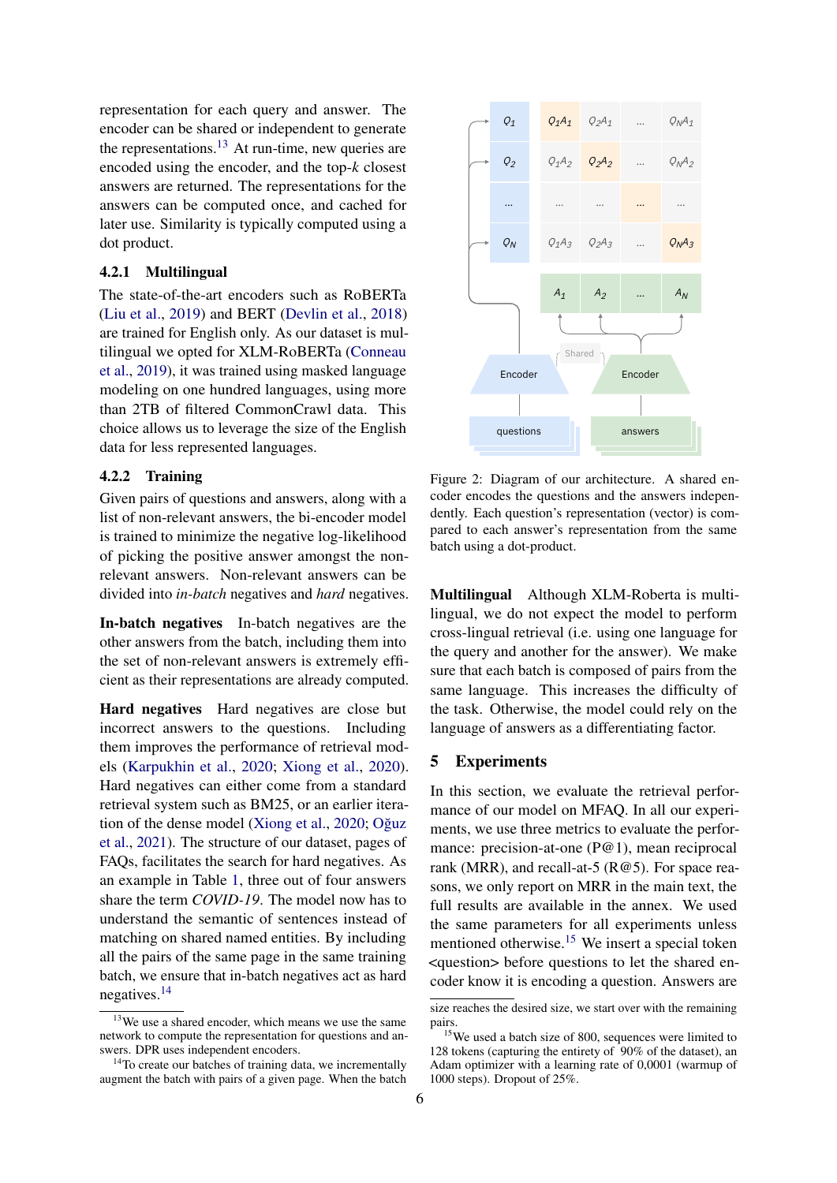representation for each query and answer. The encoder can be shared or independent to generate the representations.[13] At run-time, new queries are encoded using the encoder, and the top-$k$ closest answers are returned. The representations for the answers can be computed once, and cached for later use. Similarity is typically computed using a dot product.

### 4.2.1 Multilingual

The state-of-the-art encoders such as RoBERTa (Liu et al., 2019) and BERT (Devlin et al., 2018) are trained for English only. As our dataset is multilingual we opted for XLM-RoBERTa (Conneau et al., 2019), it was trained using masked language modeling on one hundred languages, using more than 2TB of filtered CommonCrawl data. This choice allows us to leverage the size of the English data for less represented languages.

### 4.2.2 Training

Given pairs of questions and answers, along with a list of non-relevant answers, the bi-encoder model is trained to minimize the negative log-likelihood of picking the positive answer amongst the non-relevant answers. Non-relevant answers can be divided into *in-batch* negatives and *hard* negatives.

**In-batch negatives** In-batch negatives are the other answers from the batch, including them into the set of non-relevant answers is extremely efficient as their representations are already computed.

**Hard negatives** Hard negatives are close but incorrect answers to the questions. Including them improves the performance of retrieval models (Karpukhin et al., 2020; Xiong et al., 2020). Hard negatives can either come from a standard retrieval system such as BM25, or an earlier iteration of the dense model (Xiong et al., 2020; Oğuz et al., 2021). The structure of our dataset, pages of FAQs, facilitates the search for hard negatives. As an example in Table 1, three out of four answers share the term *COVID-19*. The model now has to understand the semantic of sentences instead of matching on shared named entities. By including all the pairs of the same page in the same training batch, we ensure that in-batch negatives act as hard negatives.[14]

| $Q_1$ | $Q_1A_1$ | $Q_2A_1$ | ... | $Q_NA_1$ |
|---|---|---|---|---|
| $Q_2$ | $Q_1A_2$ | $Q_2A_2$ | ... | $Q_NA_2$ |
| ... | ... | ... | ... | ... |
| $Q_N$ | $Q_1A_3$ | $Q_2A_3$ | ... | $Q_NA_3$ |
| | $A_1$ | $A_2$ | ... | $A_N$ |

Encoder (questions) — Shared — Encoder (answers)

Figure 2: Diagram of our architecture. A shared encoder encodes the questions and the answers independently. Each question's representation (vector) is compared to each answer's representation from the same batch using a dot-product.

**Multilingual** Although XLM-Roberta is multilingual, we do not expect the model to perform cross-lingual retrieval (i.e. using one language for the query and another for the answer). We make sure that each batch is composed of pairs from the same language. This increases the difficulty of the task. Otherwise, the model could rely on the language of answers as a differentiating factor.

## 5 Experiments

In this section, we evaluate the retrieval performance of our model on MFAQ. In all our experiments, we use three metrics to evaluate the performance: precision-at-one (P@1), mean reciprocal rank (MRR), and recall-at-5 (R@5). For space reasons, we only report on MRR in the main text, the full results are available in the annex. We used the same parameters for all experiments unless mentioned otherwise.[15] We insert a special token <question> before questions to let the shared encoder know it is encoding a question. Answers are

[13] We use a shared encoder, which means we use the same network to compute the representation for questions and answers. DPR uses independent encoders.

[14] To create our batches of training data, we incrementally augment the batch with pairs of a given page. When the batch size reaches the desired size, we start over with the remaining pairs.

[15] We used a batch size of 800, sequences were limited to 128 tokens (capturing the entirety of 90% of the dataset), an Adam optimizer with a learning rate of 0,0001 (warmup of 1000 steps). Dropout of 25%.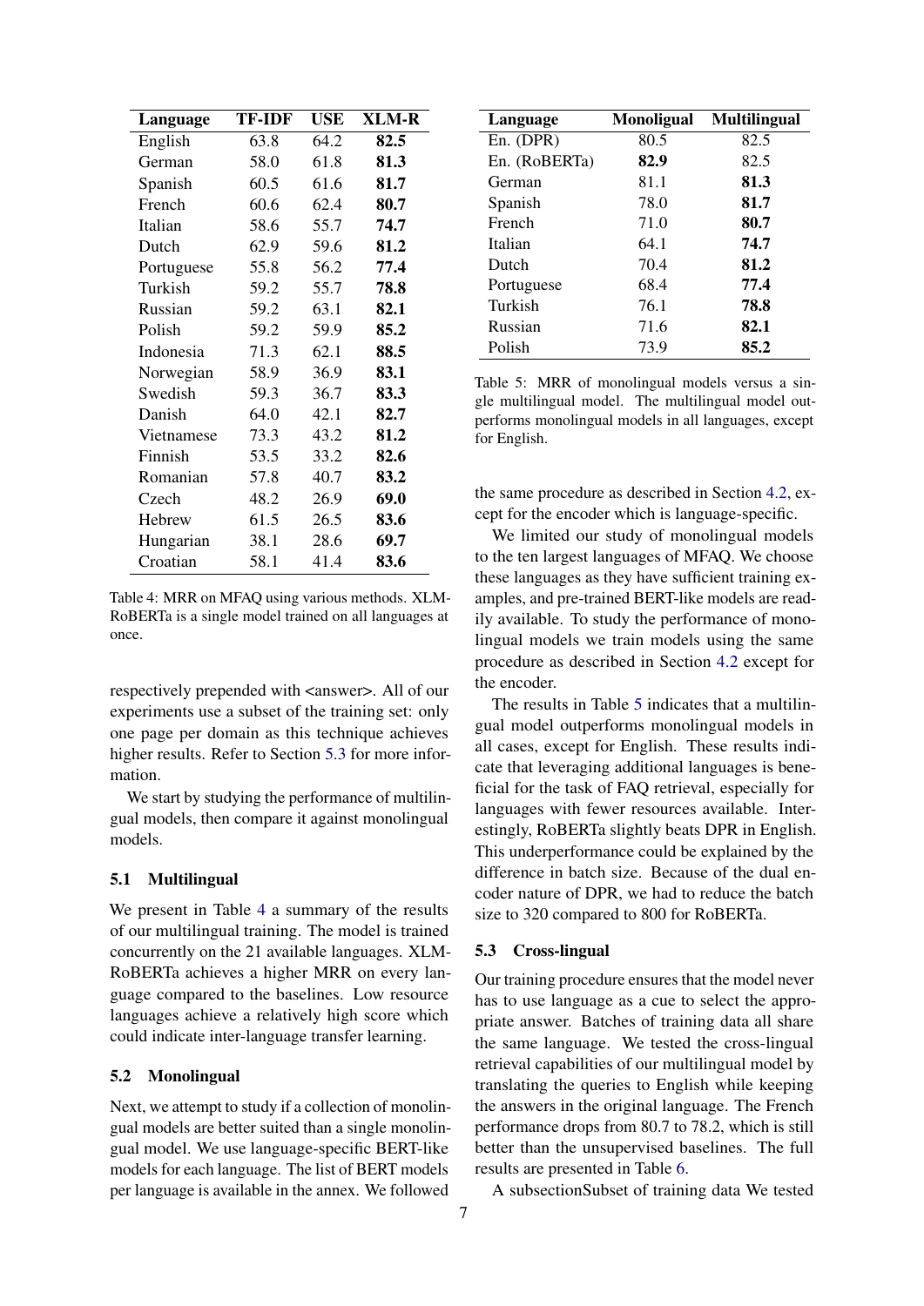| Language | TF-IDF | USE | XLM-R |
|---|---|---|---|
| English | 63.8 | 64.2 | **82.5** |
| German | 58.0 | 61.8 | **81.3** |
| Spanish | 60.5 | 61.6 | **81.7** |
| French | 60.6 | 62.4 | **80.7** |
| Italian | 58.6 | 55.7 | **74.7** |
| Dutch | 62.9 | 59.6 | **81.2** |
| Portuguese | 55.8 | 56.2 | **77.4** |
| Turkish | 59.2 | 55.7 | **78.8** |
| Russian | 59.2 | 63.1 | **82.1** |
| Polish | 59.2 | 59.9 | **85.2** |
| Indonesia | 71.3 | 62.1 | **88.5** |
| Norwegian | 58.9 | 36.9 | **83.1** |
| Swedish | 59.3 | 36.7 | **83.3** |
| Danish | 64.0 | 42.1 | **82.7** |
| Vietnamese | 73.3 | 43.2 | **81.2** |
| Finnish | 53.5 | 33.2 | **82.6** |
| Romanian | 57.8 | 40.7 | **83.2** |
| Czech | 48.2 | 26.9 | **69.0** |
| Hebrew | 61.5 | 26.5 | **83.6** |
| Hungarian | 38.1 | 28.6 | **69.7** |
| Croatian | 58.1 | 41.4 | **83.6** |

Table 4: MRR on MFAQ using various methods. XLM-RoBERTa is a single model trained on all languages at once.

respectively prepended with <answer>. All of our experiments use a subset of the training set: only one page per domain as this technique achieves higher results. Refer to Section 5.3 for more information.

We start by studying the performance of multilingual models, then compare it against monolingual models.

### 5.1 Multilingual

We present in Table 4 a summary of the results of our multilingual training. The model is trained concurrently on the 21 available languages. XLM-RoBERTa achieves a higher MRR on every language compared to the baselines. Low resource languages achieve a relatively high score which could indicate inter-language transfer learning.

### 5.2 Monolingual

Next, we attempt to study if a collection of monolingual models are better suited than a single monolingual model. We use language-specific BERT-like models for each language. The list of BERT models per language is available in the annex. We followed the same procedure as described in Section 4.2, except for the encoder which is language-specific.

| Language | Monoligual | Multilingual |
|---|---|---|
| En. (DPR) | 80.5 | 82.5 |
| En. (RoBERTa) | **82.9** | 82.5 |
| German | 81.1 | **81.3** |
| Spanish | 78.0 | **81.7** |
| French | 71.0 | **80.7** |
| Italian | 64.1 | **74.7** |
| Dutch | 70.4 | **81.2** |
| Portuguese | 68.4 | **77.4** |
| Turkish | 76.1 | **78.8** |
| Russian | 71.6 | **82.1** |
| Polish | 73.9 | **85.2** |

Table 5: MRR of monolingual models versus a single multilingual model. The multilingual model outperforms monolingual models in all languages, except for English.

We limited our study of monolingual models to the ten largest languages of MFAQ. We choose these languages as they have sufficient training examples, and pre-trained BERT-like models are readily available. To study the performance of monolingual models we train models using the same procedure as described in Section 4.2 except for the encoder.

The results in Table 5 indicates that a multilingual model outperforms monolingual models in all cases, except for English. These results indicate that leveraging additional languages is beneficial for the task of FAQ retrieval, especially for languages with fewer resources available. Interestingly, RoBERTa slightly beats DPR in English. This underperformance could be explained by the difference in batch size. Because of the dual encoder nature of DPR, we had to reduce the batch size to 320 compared to 800 for RoBERTa.

### 5.3 Cross-lingual

Our training procedure ensures that the model never has to use language as a cue to select the appropriate answer. Batches of training data all share the same language. We tested the cross-lingual retrieval capabilities of our multilingual model by translating the queries to English while keeping the answers in the original language. The French performance drops from 80.7 to 78.2, which is still better than the unsupervised baselines. The full results are presented in Table 6.

A subsectionSubset of training data We tested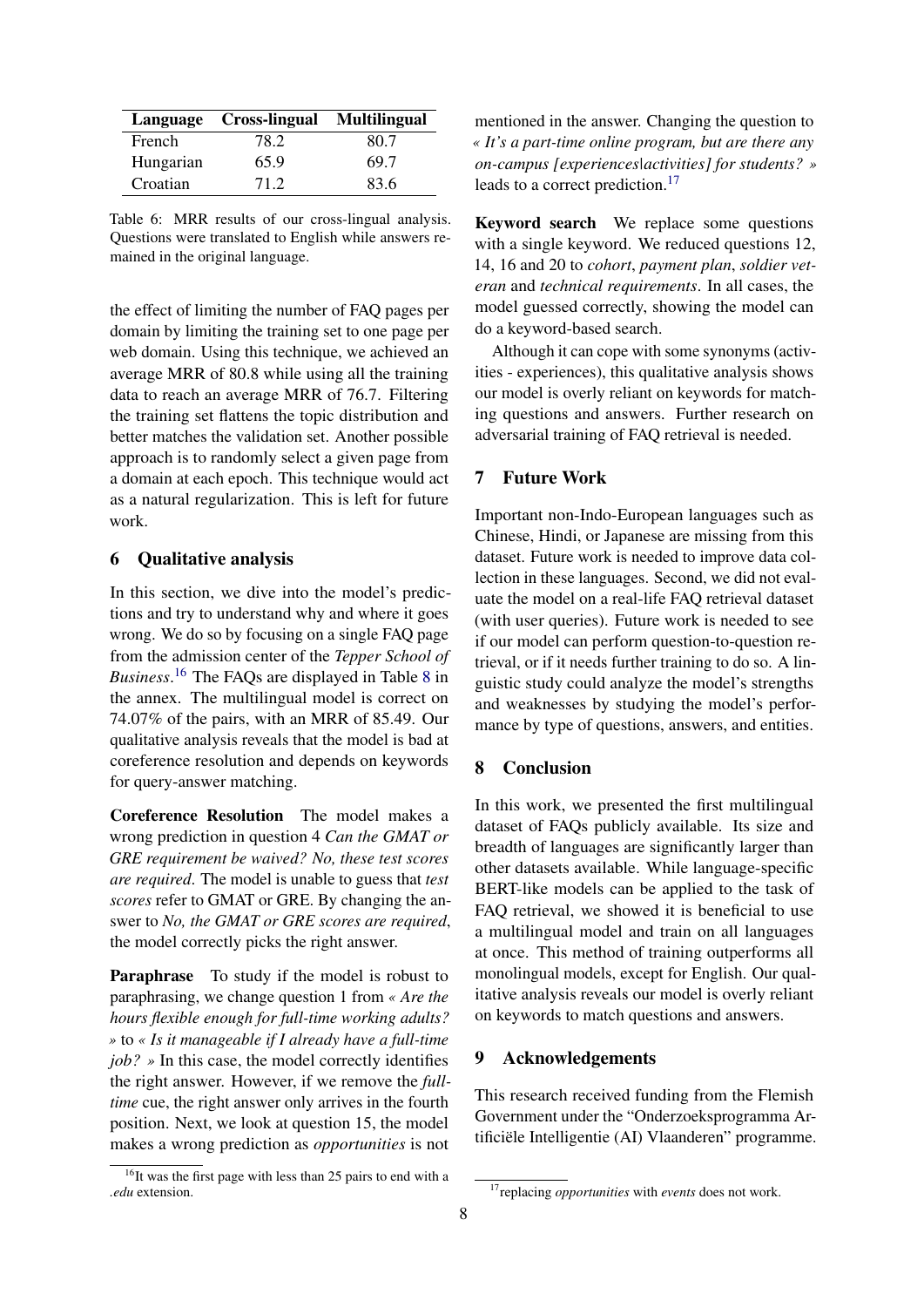| Language | Cross-lingual | Multilingual |
|---|---|---|
| French | 78.2 | 80.7 |
| Hungarian | 65.9 | 69.7 |
| Croatian | 71.2 | 83.6 |

Table 6: MRR results of our cross-lingual analysis. Questions were translated to English while answers remained in the original language.

the effect of limiting the number of FAQ pages per domain by limiting the training set to one page per web domain. Using this technique, we achieved an average MRR of 80.8 while using all the training data to reach an average MRR of 76.7. Filtering the training set flattens the topic distribution and better matches the validation set. Another possible approach is to randomly select a given page from a domain at each epoch. This technique would act as a natural regularization. This is left for future work.

## 6 Qualitative analysis

In this section, we dive into the model's predictions and try to understand why and where it goes wrong. We do so by focusing on a single FAQ page from the admission center of the *Tepper School of Business*.[16] The FAQs are displayed in Table 8 in the annex. The multilingual model is correct on 74.07% of the pairs, with an MRR of 85.49. Our qualitative analysis reveals that the model is bad at coreference resolution and depends on keywords for query-answer matching.

**Coreference Resolution** The model makes a wrong prediction in question 4 *Can the GMAT or GRE requirement be waived? No, these test scores are required*. The model is unable to guess that *test scores* refer to GMAT or GRE. By changing the answer to *No, the GMAT or GRE scores are required*, the model correctly picks the right answer.

**Paraphrase** To study if the model is robust to paraphrasing, we change question 1 from *« Are the hours flexible enough for full-time working adults? »* to *« Is it manageable if I already have a full-time job? »* In this case, the model correctly identifies the right answer. However, if we remove the *full-time* cue, the right answer only arrives in the fourth position. Next, we look at question 15, the model makes a wrong prediction as *opportunities* is not mentioned in the answer. Changing the question to *« It's a part-time online program, but are there any on-campus [experiences|activities] for students? »* leads to a correct prediction.[17]

**Keyword search** We replace some questions with a single keyword. We reduced questions 12, 14, 16 and 20 to *cohort*, *payment plan*, *soldier veteran* and *technical requirements*. In all cases, the model guessed correctly, showing the model can do a keyword-based search.

Although it can cope with some synonyms (activities - experiences), this qualitative analysis shows our model is overly reliant on keywords for matching questions and answers. Further research on adversarial training of FAQ retrieval is needed.

## 7 Future Work

Important non-Indo-European languages such as Chinese, Hindi, or Japanese are missing from this dataset. Future work is needed to improve data collection in these languages. Second, we did not evaluate the model on a real-life FAQ retrieval dataset (with user queries). Future work is needed to see if our model can perform question-to-question retrieval, or if it needs further training to do so. A linguistic study could analyze the model's strengths and weaknesses by studying the model's performance by type of questions, answers, and entities.

## 8 Conclusion

In this work, we presented the first multilingual dataset of FAQs publicly available. Its size and breadth of languages are significantly larger than other datasets available. While language-specific BERT-like models can be applied to the task of FAQ retrieval, we showed it is beneficial to use a multilingual model and train on all languages at once. This method of training outperforms all monolingual models, except for English. Our qualitative analysis reveals our model is overly reliant on keywords to match questions and answers.

## 9 Acknowledgements

This research received funding from the Flemish Government under the "Onderzoeksprogramma Artificiële Intelligentie (AI) Vlaanderen" programme.

[16] It was the first page with less than 25 pairs to end with a *.edu* extension.

[17] replacing *opportunities* with *events* does not work.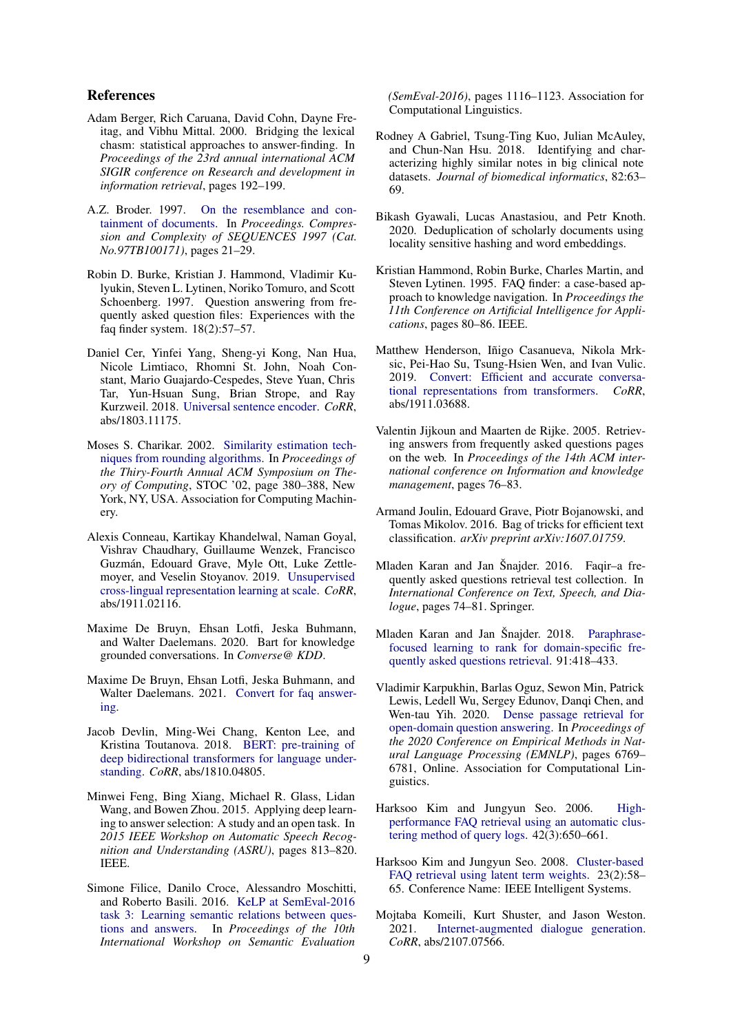## References

Adam Berger, Rich Caruana, David Cohn, Dayne Freitag, and Vibhu Mittal. 2000. Bridging the lexical chasm: statistical approaches to answer-finding. In *Proceedings of the 23rd annual international ACM SIGIR conference on Research and development in information retrieval*, pages 192–199.

A.Z. Broder. 1997. On the resemblance and containment of documents. In *Proceedings. Compression and Complexity of SEQUENCES 1997 (Cat. No.97TB100171)*, pages 21–29.

Robin D. Burke, Kristian J. Hammond, Vladimir Kulyukin, Steven L. Lytinen, Noriko Tomuro, and Scott Schoenberg. 1997. Question answering from frequently asked question files: Experiences with the faq finder system. 18(2):57–57.

Daniel Cer, Yinfei Yang, Sheng-yi Kong, Nan Hua, Nicole Limtiaco, Rhomni St. John, Noah Constant, Mario Guajardo-Cespedes, Steve Yuan, Chris Tar, Yun-Hsuan Sung, Brian Strope, and Ray Kurzweil. 2018. Universal sentence encoder. *CoRR*, abs/1803.11175.

Moses S. Charikar. 2002. Similarity estimation techniques from rounding algorithms. In *Proceedings of the Thiry-Fourth Annual ACM Symposium on Theory of Computing*, STOC '02, page 380–388, New York, NY, USA. Association for Computing Machinery.

Alexis Conneau, Kartikay Khandelwal, Naman Goyal, Vishrav Chaudhary, Guillaume Wenzek, Francisco Guzmán, Edouard Grave, Myle Ott, Luke Zettlemoyer, and Veselin Stoyanov. 2019. Unsupervised cross-lingual representation learning at scale. *CoRR*, abs/1911.02116.

Maxime De Bruyn, Ehsan Lotfi, Jeska Buhmann, and Walter Daelemans. 2020. Bart for knowledge grounded conversations. In *Converse@ KDD*.

Maxime De Bruyn, Ehsan Lotfi, Jeska Buhmann, and Walter Daelemans. 2021. Convert for faq answering.

Jacob Devlin, Ming-Wei Chang, Kenton Lee, and Kristina Toutanova. 2018. BERT: pre-training of deep bidirectional transformers for language understanding. *CoRR*, abs/1810.04805.

Minwei Feng, Bing Xiang, Michael R. Glass, Lidan Wang, and Bowen Zhou. 2015. Applying deep learning to answer selection: A study and an open task. In *2015 IEEE Workshop on Automatic Speech Recognition and Understanding (ASRU)*, pages 813–820. IEEE.

Simone Filice, Danilo Croce, Alessandro Moschitti, and Roberto Basili. 2016. KeLP at SemEval-2016 task 3: Learning semantic relations between questions and answers. In *Proceedings of the 10th International Workshop on Semantic Evaluation (SemEval-2016)*, pages 1116–1123. Association for Computational Linguistics.

Rodney A Gabriel, Tsung-Ting Kuo, Julian McAuley, and Chun-Nan Hsu. 2018. Identifying and characterizing highly similar notes in big clinical note datasets. *Journal of biomedical informatics*, 82:63–69.

Bikash Gyawali, Lucas Anastasiou, and Petr Knoth. 2020. Deduplication of scholarly documents using locality sensitive hashing and word embeddings.

Kristian Hammond, Robin Burke, Charles Martin, and Steven Lytinen. 1995. FAQ finder: a case-based approach to knowledge navigation. In *Proceedings the 11th Conference on Artificial Intelligence for Applications*, pages 80–86. IEEE.

Matthew Henderson, Iñigo Casanueva, Nikola Mrksic, Pei-Hao Su, Tsung-Hsien Wen, and Ivan Vulic. 2019. Convert: Efficient and accurate conversational representations from transformers. *CoRR*, abs/1911.03688.

Valentin Jijkoun and Maarten de Rijke. 2005. Retrieving answers from frequently asked questions pages on the web. In *Proceedings of the 14th ACM international conference on Information and knowledge management*, pages 76–83.

Armand Joulin, Edouard Grave, Piotr Bojanowski, and Tomas Mikolov. 2016. Bag of tricks for efficient text classification. *arXiv preprint arXiv:1607.01759*.

Mladen Karan and Jan Šnajder. 2016. Faqir–a frequently asked questions retrieval test collection. In *International Conference on Text, Speech, and Dialogue*, pages 74–81. Springer.

Mladen Karan and Jan Šnajder. 2018. Paraphrase-focused learning to rank for domain-specific frequently asked questions retrieval. 91:418–433.

Vladimir Karpukhin, Barlas Oguz, Sewon Min, Patrick Lewis, Ledell Wu, Sergey Edunov, Danqi Chen, and Wen-tau Yih. 2020. Dense passage retrieval for open-domain question answering. In *Proceedings of the 2020 Conference on Empirical Methods in Natural Language Processing (EMNLP)*, pages 6769–6781, Online. Association for Computational Linguistics.

Harksoo Kim and Jungyun Seo. 2006. High-performance FAQ retrieval using an automatic clustering method of query logs. 42(3):650–661.

Harksoo Kim and Jungyun Seo. 2008. Cluster-based FAQ retrieval using latent term weights. 23(2):58–65. Conference Name: IEEE Intelligent Systems.

Mojtaba Komeili, Kurt Shuster, and Jason Weston. 2021. Internet-augmented dialogue generation. *CoRR*, abs/2107.07566.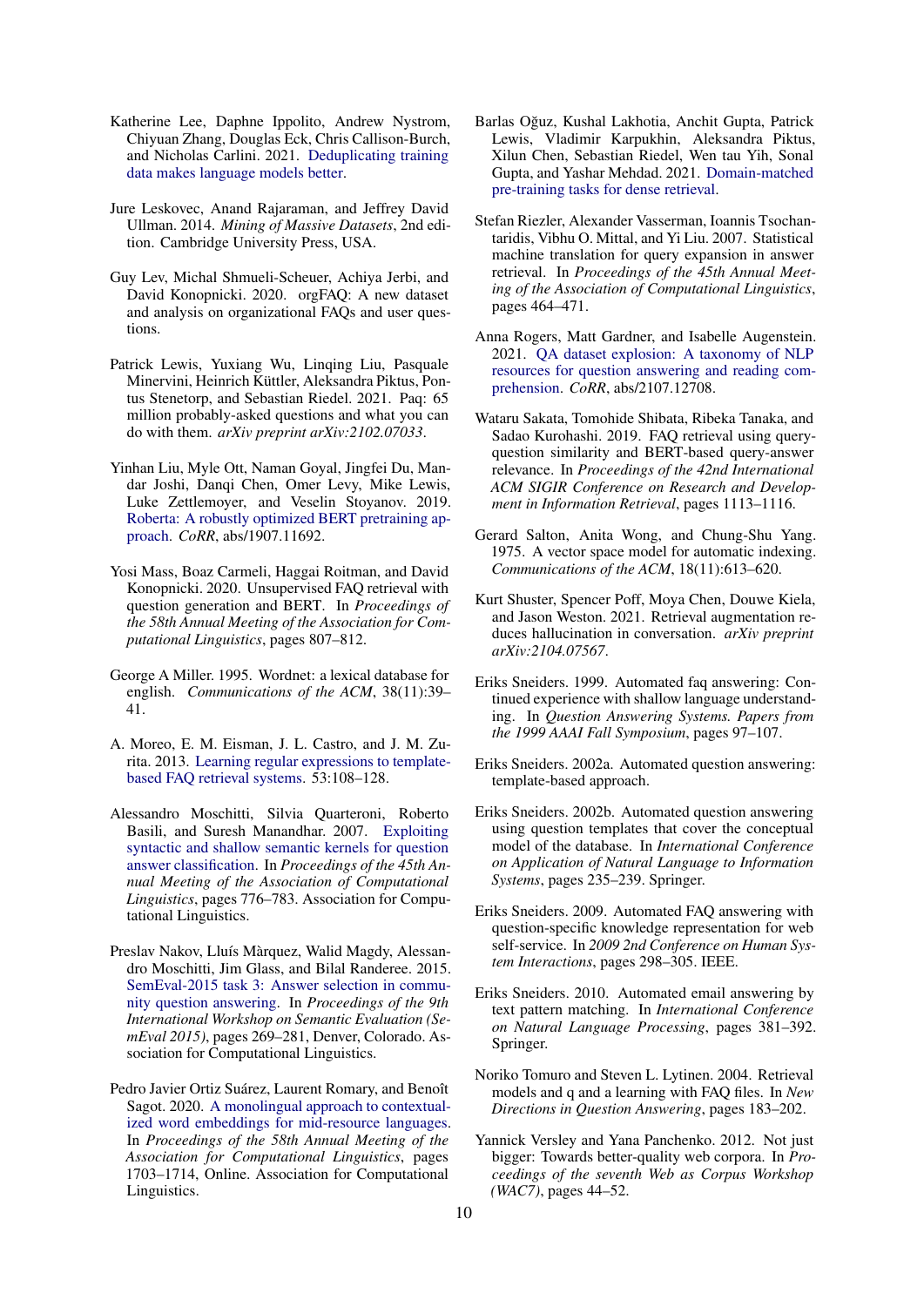Katherine Lee, Daphne Ippolito, Andrew Nystrom, Chiyuan Zhang, Douglas Eck, Chris Callison-Burch, and Nicholas Carlini. 2021. Deduplicating training data makes language models better.

Jure Leskovec, Anand Rajaraman, and Jeffrey David Ullman. 2014. *Mining of Massive Datasets*, 2nd edition. Cambridge University Press, USA.

Guy Lev, Michal Shmueli-Scheuer, Achiya Jerbi, and David Konopnicki. 2020. orgFAQ: A new dataset and analysis on organizational FAQs and user questions.

Patrick Lewis, Yuxiang Wu, Linqing Liu, Pasquale Minervini, Heinrich Küttler, Aleksandra Piktus, Pontus Stenetorp, and Sebastian Riedel. 2021. Paq: 65 million probably-asked questions and what you can do with them. *arXiv preprint arXiv:2102.07033*.

Yinhan Liu, Myle Ott, Naman Goyal, Jingfei Du, Mandar Joshi, Danqi Chen, Omer Levy, Mike Lewis, Luke Zettlemoyer, and Veselin Stoyanov. 2019. Roberta: A robustly optimized BERT pretraining approach. *CoRR*, abs/1907.11692.

Yosi Mass, Boaz Carmeli, Haggai Roitman, and David Konopnicki. 2020. Unsupervised FAQ retrieval with question generation and BERT. In *Proceedings of the 58th Annual Meeting of the Association for Computational Linguistics*, pages 807–812.

George A Miller. 1995. Wordnet: a lexical database for english. *Communications of the ACM*, 38(11):39–41.

A. Moreo, E. M. Eisman, J. L. Castro, and J. M. Zurita. 2013. Learning regular expressions to template-based FAQ retrieval systems. 53:108–128.

Alessandro Moschitti, Silvia Quarteroni, Roberto Basili, and Suresh Manandhar. 2007. Exploiting syntactic and shallow semantic kernels for question answer classification. In *Proceedings of the 45th Annual Meeting of the Association of Computational Linguistics*, pages 776–783. Association for Computational Linguistics.

Preslav Nakov, Lluís Màrquez, Walid Magdy, Alessandro Moschitti, Jim Glass, and Bilal Randeree. 2015. SemEval-2015 task 3: Answer selection in community question answering. In *Proceedings of the 9th International Workshop on Semantic Evaluation (SemEval 2015)*, pages 269–281, Denver, Colorado. Association for Computational Linguistics.

Pedro Javier Ortiz Suárez, Laurent Romary, and Benoît Sagot. 2020. A monolingual approach to contextualized word embeddings for mid-resource languages. In *Proceedings of the 58th Annual Meeting of the Association for Computational Linguistics*, pages 1703–1714, Online. Association for Computational Linguistics.

Barlas Oğuz, Kushal Lakhotia, Anchit Gupta, Patrick Lewis, Vladimir Karpukhin, Aleksandra Piktus, Xilun Chen, Sebastian Riedel, Wen tau Yih, Sonal Gupta, and Yashar Mehdad. 2021. Domain-matched pre-training tasks for dense retrieval.

Stefan Riezler, Alexander Vasserman, Ioannis Tsochantaridis, Vibhu O. Mittal, and Yi Liu. 2007. Statistical machine translation for query expansion in answer retrieval. In *Proceedings of the 45th Annual Meeting of the Association of Computational Linguistics*, pages 464–471.

Anna Rogers, Matt Gardner, and Isabelle Augenstein. 2021. QA dataset explosion: A taxonomy of NLP resources for question answering and reading comprehension. *CoRR*, abs/2107.12708.

Wataru Sakata, Tomohide Shibata, Ribeka Tanaka, and Sadao Kurohashi. 2019. FAQ retrieval using query-question similarity and BERT-based query-answer relevance. In *Proceedings of the 42nd International ACM SIGIR Conference on Research and Development in Information Retrieval*, pages 1113–1116.

Gerard Salton, Anita Wong, and Chung-Shu Yang. 1975. A vector space model for automatic indexing. *Communications of the ACM*, 18(11):613–620.

Kurt Shuster, Spencer Poff, Moya Chen, Douwe Kiela, and Jason Weston. 2021. Retrieval augmentation reduces hallucination in conversation. *arXiv preprint arXiv:2104.07567*.

Eriks Sneiders. 1999. Automated faq answering: Continued experience with shallow language understanding. In *Question Answering Systems. Papers from the 1999 AAAI Fall Symposium*, pages 97–107.

Eriks Sneiders. 2002a. Automated question answering: template-based approach.

Eriks Sneiders. 2002b. Automated question answering using question templates that cover the conceptual model of the database. In *International Conference on Application of Natural Language to Information Systems*, pages 235–239. Springer.

Eriks Sneiders. 2009. Automated FAQ answering with question-specific knowledge representation for web self-service. In *2009 2nd Conference on Human System Interactions*, pages 298–305. IEEE.

Eriks Sneiders. 2010. Automated email answering by text pattern matching. In *International Conference on Natural Language Processing*, pages 381–392. Springer.

Noriko Tomuro and Steven L. Lytinen. 2004. Retrieval models and q and a learning with FAQ files. In *New Directions in Question Answering*, pages 183–202.

Yannick Versley and Yana Panchenko. 2012. Not just bigger: Towards better-quality web corpora. In *Proceedings of the seventh Web as Corpus Workshop (WAC7)*, pages 44–52.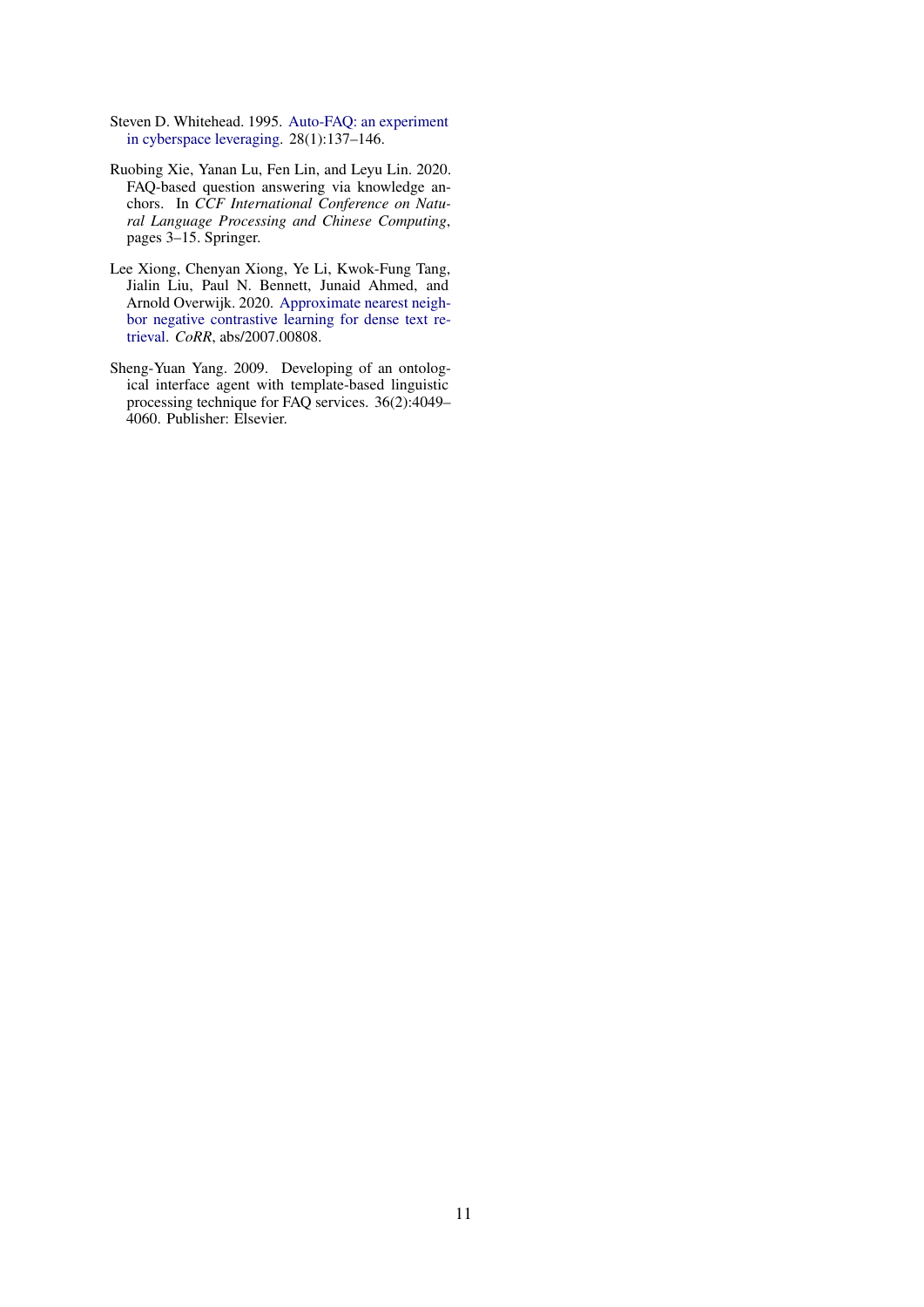Steven D. Whitehead. 1995. Auto-FAQ: an experiment in cyberspace leveraging. 28(1):137–146.

Ruobing Xie, Yanan Lu, Fen Lin, and Leyu Lin. 2020. FAQ-based question answering via knowledge anchors. In *CCF International Conference on Natural Language Processing and Chinese Computing*, pages 3–15. Springer.

Lee Xiong, Chenyan Xiong, Ye Li, Kwok-Fung Tang, Jialin Liu, Paul N. Bennett, Junaid Ahmed, and Arnold Overwijk. 2020. Approximate nearest neighbor negative contrastive learning for dense text retrieval. *CoRR*, abs/2007.00808.

Sheng-Yuan Yang. 2009. Developing of an ontological interface agent with template-based linguistic processing technique for FAQ services. 36(2):4049–4060. Publisher: Elsevier.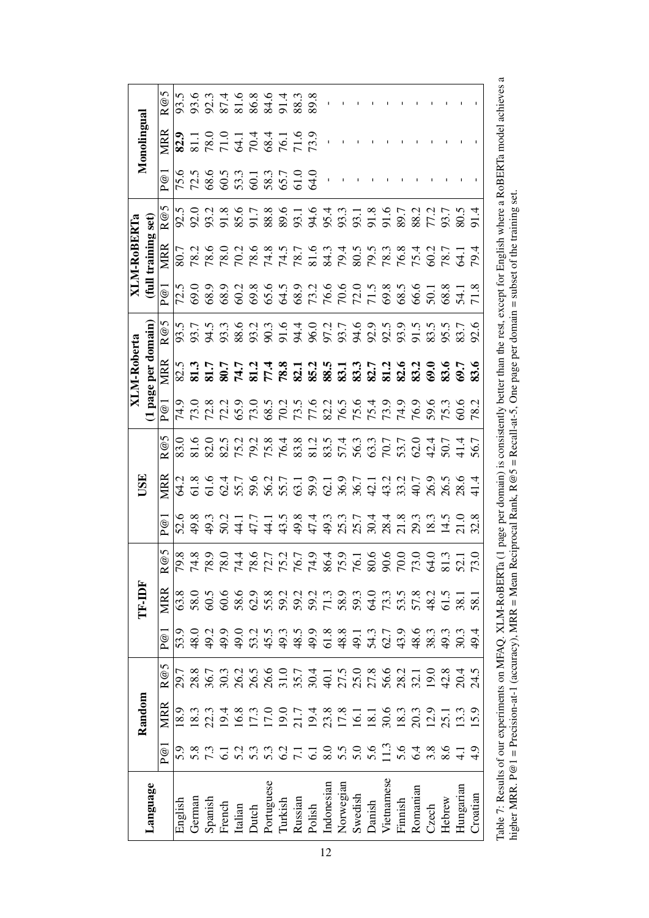| Language | Random | | | TF-IDF | | | USE | | | XLM-Roberta (1 page per domain) | | | XLM-RoBERTa (full training set) | | | Monolingual | | |
|---|---|---|---|---|---|---|---|---|---|---|---|---|---|---|---|---|---|---|
| | P@1 | MRR | R@5 | P@1 | MRR | R@5 | P@1 | MRR | R@5 | P@1 | MRR | R@5 | P@1 | MRR | R@5 | P@1 | MRR | R@5 |
| English | 5.9 | 18.9 | 29.7 | 53.9 | 63.8 | 79.8 | 52.6 | 64.2 | 83.0 | 74.9 | 82.5 | 93.5 | 72.5 | 80.7 | 92.5 | 75.6 | **82.9** | 93.5 |
| German | 5.8 | 18.3 | 28.8 | 48.0 | 58.0 | 74.8 | 49.8 | 61.8 | 81.6 | 73.0 | **81.3** | 93.7 | 69.0 | 78.2 | 92.0 | 72.5 | 81.1 | 93.6 |
| Spanish | 7.3 | 22.3 | 36.7 | 49.2 | 60.5 | 78.9 | 49.3 | 61.6 | 82.0 | 72.8 | **81.7** | 94.5 | 68.9 | 78.6 | 93.2 | 68.6 | 78.0 | 92.3 |
| French | 6.1 | 19.4 | 30.3 | 49.9 | 60.6 | 78.0 | 50.2 | 62.4 | 82.5 | 72.2 | **80.7** | 93.3 | 68.9 | 78.0 | 91.8 | 60.5 | 71.0 | 87.4 |
| Italian | 5.2 | 16.8 | 26.2 | 49.0 | 58.6 | 74.4 | 44.1 | 55.7 | 75.2 | 65.9 | **74.7** | 88.6 | 60.2 | 70.2 | 85.6 | 53.3 | 64.1 | 81.6 |
| Dutch | 5.3 | 17.3 | 26.5 | 53.2 | 62.9 | 78.6 | 47.7 | 59.6 | 79.2 | 73.0 | **81.2** | 93.2 | 69.8 | 78.6 | 91.7 | 60.1 | 70.4 | 86.8 |
| Portuguese | 5.3 | 17.0 | 26.6 | 45.5 | 55.8 | 72.7 | 44.1 | 56.2 | 75.8 | 68.5 | **77.4** | 90.3 | 65.6 | 74.8 | 88.8 | 58.3 | 68.4 | 84.6 |
| Turkish | 6.2 | 19.0 | 31.0 | 49.3 | 59.2 | 75.2 | 43.5 | 55.7 | 76.4 | 70.2 | **78.8** | 91.6 | 64.5 | 74.5 | 89.6 | 65.7 | 76.1 | 91.4 |
| Russian | 7.1 | 21.7 | 35.7 | 48.5 | 59.2 | 76.7 | 49.8 | 63.1 | 83.8 | 73.5 | **82.1** | 94.4 | 68.9 | 78.7 | 93.1 | 61.0 | 71.6 | 88.3 |
| Polish | 6.1 | 19.4 | 30.4 | 49.9 | 59.2 | 74.9 | 47.4 | 59.9 | 81.2 | 77.6 | **85.2** | 96.0 | 73.2 | 81.6 | 94.6 | 64.0 | 73.9 | 89.8 |
| Indonesian | 8.0 | 23.8 | 40.1 | 61.8 | 71.3 | 86.4 | 49.3 | 62.1 | 83.5 | 82.2 | **88.5** | 97.2 | 76.6 | 84.3 | 95.4 | - | - | - |
| Norwegian | 5.5 | 17.8 | 27.5 | 48.8 | 58.9 | 75.9 | 25.3 | 36.9 | 57.4 | 76.5 | **83.1** | 93.7 | 70.6 | 79.4 | 93.3 | - | - | - |
| Swedish | 5.0 | 16.1 | 25.0 | 49.1 | 59.3 | 76.1 | 25.7 | 36.7 | 56.3 | 75.6 | **83.3** | 94.6 | 72.0 | 80.5 | 93.1 | - | - | - |
| Danish | 5.6 | 18.1 | 27.8 | 54.3 | 64.0 | 80.6 | 30.4 | 42.1 | 63.3 | 75.4 | **82.7** | 92.9 | 71.5 | 79.5 | 91.8 | - | - | - |
| Vietnamese | 11.3 | 30.6 | 56.6 | 62.7 | 73.3 | 90.6 | 28.4 | 43.2 | 70.7 | 73.9 | **81.2** | 92.5 | 69.8 | 78.3 | 91.6 | - | - | - |
| Finnish | 5.6 | 18.3 | 28.2 | 43.9 | 53.5 | 70.0 | 21.8 | 33.2 | 53.7 | 74.9 | **82.6** | 93.9 | 68.5 | 76.8 | 89.7 | - | - | - |
| Romanian | 6.4 | 20.3 | 32.1 | 48.6 | 57.8 | 73.0 | 29.3 | 40.7 | 62.0 | 76.9 | **83.2** | 91.5 | 66.6 | 75.4 | 88.2 | - | - | - |
| Czech | 3.8 | 12.9 | 19.0 | 38.3 | 48.2 | 64.0 | 18.3 | 26.9 | 42.4 | 59.6 | **69.0** | 83.5 | 50.1 | 60.2 | 77.2 | - | - | - |
| Hebrew | 8.6 | 25.1 | 42.8 | 49.3 | 61.5 | 81.3 | 14.5 | 26.5 | 50.7 | 75.3 | **83.6** | 95.5 | 68.8 | 78.7 | 93.7 | - | - | - |
| Hungarian | 4.1 | 13.3 | 20.4 | 30.3 | 38.1 | 52.1 | 21.0 | 28.6 | 41.4 | 60.6 | **69.7** | 83.7 | 54.1 | 64.1 | 80.5 | - | - | - |
| Croatian | 4.9 | 15.9 | 24.5 | 49.4 | 58.1 | 73.0 | 32.8 | 41.4 | 56.7 | 78.2 | **83.6** | 92.6 | 71.8 | 79.4 | 91.4 | - | - | - |

Table 7: Results of our experiments on MFAQ. XLM-RoBERTa (1 page per domain) is consistently better than the rest, except for English where a RoBERTa model achieves a higher MRR. P@1 = Precision-at-1 (accuracy), MRR = Mean Reciprocal Rank, R@5 = Recall-at-5, One page per domain = subset of the training set.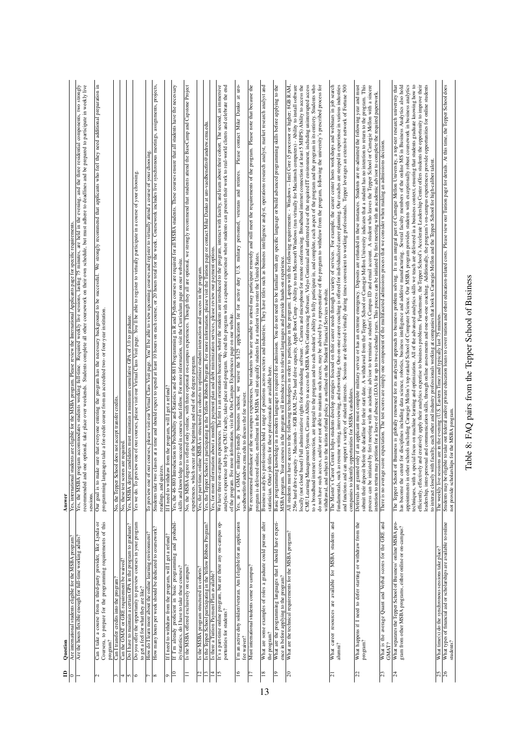| ID | Question | Answer |
|---|---|---|
| 0 | Are international students eligible for the MSBA program? | Yes, international students are eligible for the MSBA program. Please review the International Applicants page for specific requirements. |
| 1 | Are the hours flexible enough for full-time working adults? | Yes, the MSBA program accommodates students working full-time. Required weekly live sessions, lasting 75 minutes, are held in the evening, and the three residential components, two strongly recommended and one optional, take place over weekends. Students complete all other coursework on their own schedule, but must adhere to deadlines and be prepared to participate in weekly live sessions. |
| 2 | Can I take a course from a third-party provider, like Lynda or Coursera, to prepare for the programming requirements of this program? | Our goal is to make sure that everyone entering the program has the necessary background to be successful. We strongly recommend that applicants who feel they need additional preparation in programming languages take a for-credit course from an accredited two- or four-year institution. |
| 3 | Can I transfer credits into the program? | No, the Tepper School does not accept transfer credits. |
| 4 | Can the GMAT or GRE requirement be waived? | No, these test scores are required. |
| 5 | Do I have to maintain a certain GPA in the program to graduate? | Yes, MSBA degree candidates must maintain a minimum cumulative GPA of 3.0 to graduate. |
| 6 | Do you offer the opportunity to preview courses in your program to get a feel for what they are like? | Yes we do. To preview one of our courses, please visit our Virtual Class Visit page. You'll be able to register to virtually participate in a course of your choosing. |
| 7 | How do I learn more about the online learning environment? | To preview one of our courses, please visit our Virtual Class Visit page. You'll be able to view upcoming courses and register to virtually attend a course of your choosing. |
| 8 | How many hours per week should be dedicated to coursework? | Students take two classes at a time and should expect to spend at least 10 hours on each course, or 20 hours total for the week. Coursework includes live synchronous meetings, assignments, projects, readings, and quizzes. |
| 9 | If I need to withdraw from the program, will I get a refund? | If I need to withdraw from the program, will I get a refund? |
| 10 | If I'm already proficient in basic programming and probability/statistics, do I have to take these courses? | Yes, the 46-880 Introduction to Probability and Statistics and 46-881 Programming in R and Python courses are required for all MSBA students. These courses ensure that all students have the necessary skills and knowledge to succeed in the courses that follow. For more information, visit the Curriculum page on our website. |
| 11 | Is the MSBA offered exclusively on campus? | No, the MSBA degree is offered only online, with three optional on-campus experiences. Though they all are optional, we strongly recommend that students attend the BaseCamp and Capstone Project experiences, which occur at the beginning and end of the degree program. |
| 12 | Is the MSBA program structured in cohorts? | Yes, the part-time, online MSBA is structured in cohorts to optimize student interaction and success in the program. |
| 13 | Is the Tepper School participating in the Yellow Ribbon Program? | Yes, the Tepper School is participating in the Yellow Ribbon Program. For more information, please visit the Tuition page or contact Mike Danko at uro-vaedbenefits@andrew.cmu.edu. |
| 14 | Is there a Tuition Payment Plan available? | Yes, for more information about a monthly payment plan and debt minimization services, please review our payment options. |
| 15 | It's a part-time online program, but are there any on-campus opportunities for students? | We have three on-campus experiences. The first is an orientation basecamp, where the students are introduced to the program, interact with faculty, and learn about their cohort. The second, an immersive analytics experience led by top CMU faculty, takes place mid-program. We end the program with a capstone experience where students can present their work to real-world clients and celebrate the end of the program. For more information, visit the On-Campus Experiences page on our website. |
| 16 | I'm an active duty soldier/veteran. Am I eligible for an application fee waiver? | Yes, as a GMAC military-friendly business school, we waive the $125 application fee for active duty U.S. military personnel, veterans and retirees. Please contact Mike Danko at uro-vaedbenefits@andrew.cmu.edu to discuss the fee waiver. |
| 17 | Must international students come to campus? | We recommend attendance at the on-campus experiences, but students who are unable to attend may participate remotely and still meet the requirements of the program. Please note that because the program is delivered online, enrollment in the MSBA will not qualify students for a student visa to enter the United States. |
| 18 | What are some examples of roles a graduate could pursue after the program? | Business analytics professionals hold a range of positions across sectors and industries. They have titles such as business intelligence analyst, operations research analyst, market research analyst and statistician. Other job titles for these professionals are available here. |
| 19 | What are the programming languages that I should have experience in before applying to the program? | Basic programming knowledge in a modern language is required for admission. You do not need to be familiar with any specific language or build advanced programming skills before applying to the MSBA program. Your courses in the program will introduce you to relevant languages and provide hands-on experience. |
| 20 | What are the technical requirements for the MSBA program? | All students must have access to the following technologies in order to participate in the program: Laptop with the following requirements: - Windows – Intel Core I5 processor or higher; 8GB RAM, 256+ hard drive capacity - Macintosh – 8GB RAM, 256+ hard drive capacity, Apple Boot Camp - Ability to run Microsoft Windows (run virtually for Macintosh computers) - Ability to install software locally (not cloud based) Full administrative rights for downloading software. - Camera and microphone for remote conferencing. Broadband internet connection (at least 5 MBPS) Ability to access the CMU Learning Management System, Canvas Ability to access the MSBA Web Conferencing Software, Vidyo Continual and unfettered use of the required IT environment, including uninterrupted access to a broadband internet connection, are integral to the program and to each student's ability to fully participate in, and complete, each aspect of the program and the program in its entirety. Students who do not have such access, and/or are unable to maintain such access, may be subject to removal from the program, following the university's prescribed process for withdrawal, and subject to the tuition refund policy as outlined on the Student Financial Services website. |
| 21 | What career resources are available for MSBA students and alumni? | The Master's Career Center helps students develop strategies focused on their career needs through a variety of services. For example, the career center hosts workshops and webinars in job search fundamentals, such as resume writing, interviewing, and networking. One-on-one career coaching is offered for individualized career planning. Our coaches are steeped in experience in various industries and functions and can support a variety of student interests. Sessions are delivered virtually during times convenient to working professionals. Tepper leverages an extensive network of Fortune 500 companies to identify opportunities for MSBA candidates. |
| 22 | What happens if I need to defer starting or withdraw from the program? | Deferrals are granted only if an applicant must complete military service or has an extreme emergency. Deposits are refunded in these instances. Students are re-admitted the following year and must submit their deposit before the deadline for their start date. A withdrawal from the Tepper School or Carnegie Mellon University indicates that a student has no intention to return to the program. This process can be initiated by first meeting with an academic advisor to terminate a student's Campus ID and email account. A student who leaves the Tepper School or Carnegie Mellon with a sincere intention to return may petition for a leave of absence (LOA) for up to two calendar years. This process can be initiated by first meeting with an academic advisor to complete the required paperwork. |
| 23 | What is the average Quant and Verbal scores for the GRE and GMAT? | There is no average score expectation. The test scores are simply one component of the multifaceted admissions process that we consider when making an admissions decision. |
| 24 | What separates the Tepper School of Business' online MSBA program from other MSBA programs, either online or on-campus? | The Tepper School of Business is globally renowned for its analytical approach to business problem solving. It is an integral part of Carnegie Mellon University, a top-tier research university that has become the center for disciplines including data science, robotics, business intelligence and additive manufacturing. Several faculty members of the online MS in Business Analytics also hold appointments in other schools including Carnegie Mellon's top-ranked School of Computer Science. Our MSBA program provides students with exceptionally robust coursework in business analytics techniques, with a special focus on machine learning and optimization. All of the advanced analytics skills we teach are delivered in a business context, ensuring that students graduate knowing how to efficiently, effectively and creatively apply their analytics expertise to business problems. Furthermore, the Tepper School's Accelerate Leadership Center offers students the opportunity to improve their leadership, inter-personal and communication skills, through online assessments and one-on-one coaching. Additionally, the program's on-campus experiences provide opportunities for online students to interact closely with faculty, each other and industry professionals working at companies that look to Carnegie Mellon and the Tepper School for high-caliber talent. |
| 25 | What time(s) do the synchronous sessions take place? | The weekly live sessions are in the evening (U.S. Eastern Time) and typically last 75 minutes. |
| 26 | What types of financial aid or scholarships are available to online students? | Students may be eligible to take out federal and/or private education loans to cover tuition and other education-related costs. Please view our Tuition page for details. At this time, the Tepper School does not provide scholarships for the MSBA program. |

Table 8: FAQ pairs from the Tepper School of Business